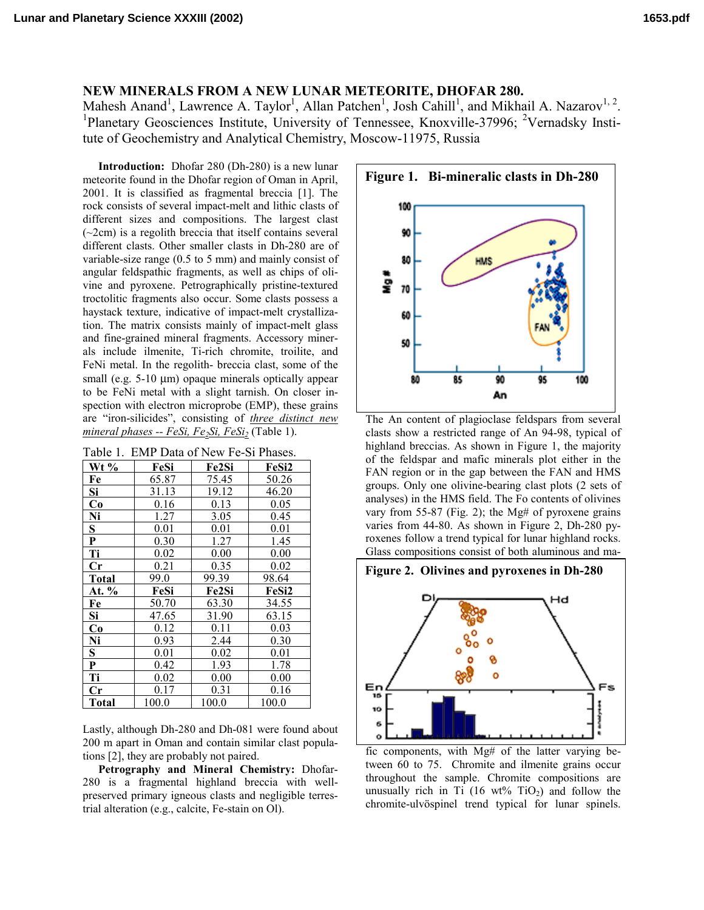# NEW MINERALS FROM A NEW LUNAR METEORITE, DHOFAR 280.

Mahesh Anand[1], Lawrence A. Taylor[1], Allan Patchen[1], Josh Cahill[1], and Mikhail A. Nazarov[1, 2]. [1]Planetary Geosciences Institute, University of Tennessee, Knoxville-37996; [2]Vernadsky Institute of Geochemistry and Analytical Chemistry, Moscow-11975, Russia

**Introduction:** Dhofar 280 (Dh-280) is a new lunar meteorite found in the Dhofar region of Oman in April, 2001. It is classified as fragmental breccia [1]. The rock consists of several impact-melt and lithic clasts of different sizes and compositions. The largest clast (~2cm) is a regolith breccia that itself contains several different clasts. Other smaller clasts in Dh-280 are of variable-size range (0.5 to 5 mm) and mainly consist of angular feldspathic fragments, as well as chips of olivine and pyroxene. Petrographically pristine-textured troctolitic fragments also occur. Some clasts possess a haystack texture, indicative of impact-melt crystallization. The matrix consists mainly of impact-melt glass and fine-grained mineral fragments. Accessory minerals include ilmenite, Ti-rich chromite, troilite, and FeNi metal. In the regolith- breccia clast, some of the small (e.g. 5-10 µm) opaque minerals optically appear to be FeNi metal with a slight tarnish. On closer inspection with electron microprobe (EMP), these grains are "iron-silicides", consisting of *three distinct new mineral phases -- FeSi, $Fe_2Si$, $FeSi_2$* (Table 1).

Table 1. EMP Data of New Fe-Si Phases.

| Wt % | FeSi | Fe2Si | FeSi2 |
|---|---|---|---|
| **Fe** | 65.87 | 75.45 | 50.26 |
| **Si** | 31.13 | 19.12 | 46.20 |
| **Co** | 0.16 | 0.13 | 0.05 |
| **Ni** | 1.27 | 3.05 | 0.45 |
| **S** | 0.01 | 0.01 | 0.01 |
| **P** | 0.30 | 1.27 | 1.45 |
| **Ti** | 0.02 | 0.00 | 0.00 |
| **Cr** | 0.21 | 0.35 | 0.02 |
| **Total** | 99.0 | 99.39 | 98.64 |
| **At. %** | **FeSi** | **Fe2Si** | **FeSi2** |
| **Fe** | 50.70 | 63.30 | 34.55 |
| **Si** | 47.65 | 31.90 | 63.15 |
| **Co** | 0.12 | 0.11 | 0.03 |
| **Ni** | 0.93 | 2.44 | 0.30 |
| **S** | 0.01 | 0.02 | 0.01 |
| **P** | 0.42 | 1.93 | 1.78 |
| **Ti** | 0.02 | 0.00 | 0.00 |
| **Cr** | 0.17 | 0.31 | 0.16 |
| **Total** | 100.0 | 100.0 | 100.0 |

Lastly, although Dh-280 and Dh-081 were found about 200 m apart in Oman and contain similar clast populations [2], they are probably not paired.

**Petrography and Mineral Chemistry:** Dhofar-280 is a fragmental highland breccia with well-preserved primary igneous clasts and negligible terrestrial alteration (e.g., calcite, Fe-stain on Ol).

**Figure 1. Bi-mineralic clasts in Dh-280**

The An content of plagioclase feldspars from several clasts show a restricted range of An 94-98, typical of highland breccias. As shown in Figure 1, the majority of the feldspar and mafic minerals plot either in the FAN region or in the gap between the FAN and HMS groups. Only one olivine-bearing clast plots (2 sets of analyses) in the HMS field. The Fo contents of olivines vary from 55-87 (Fig. 2); the Mg# of pyroxene grains varies from 44-80. As shown in Figure 2, Dh-280 pyroxenes follow a trend typical for lunar highland rocks. Glass compositions consist of both aluminous and mafic components, with Mg# of the latter varying between 60 to 75. Chromite and ilmenite grains occur throughout the sample. Chromite compositions are unusually rich in Ti (16 wt% $TiO_2$) and follow the chromite-ulvöspinel trend typical for lunar spinels.

**Figure 2. Olivines and pyroxenes in Dh-280**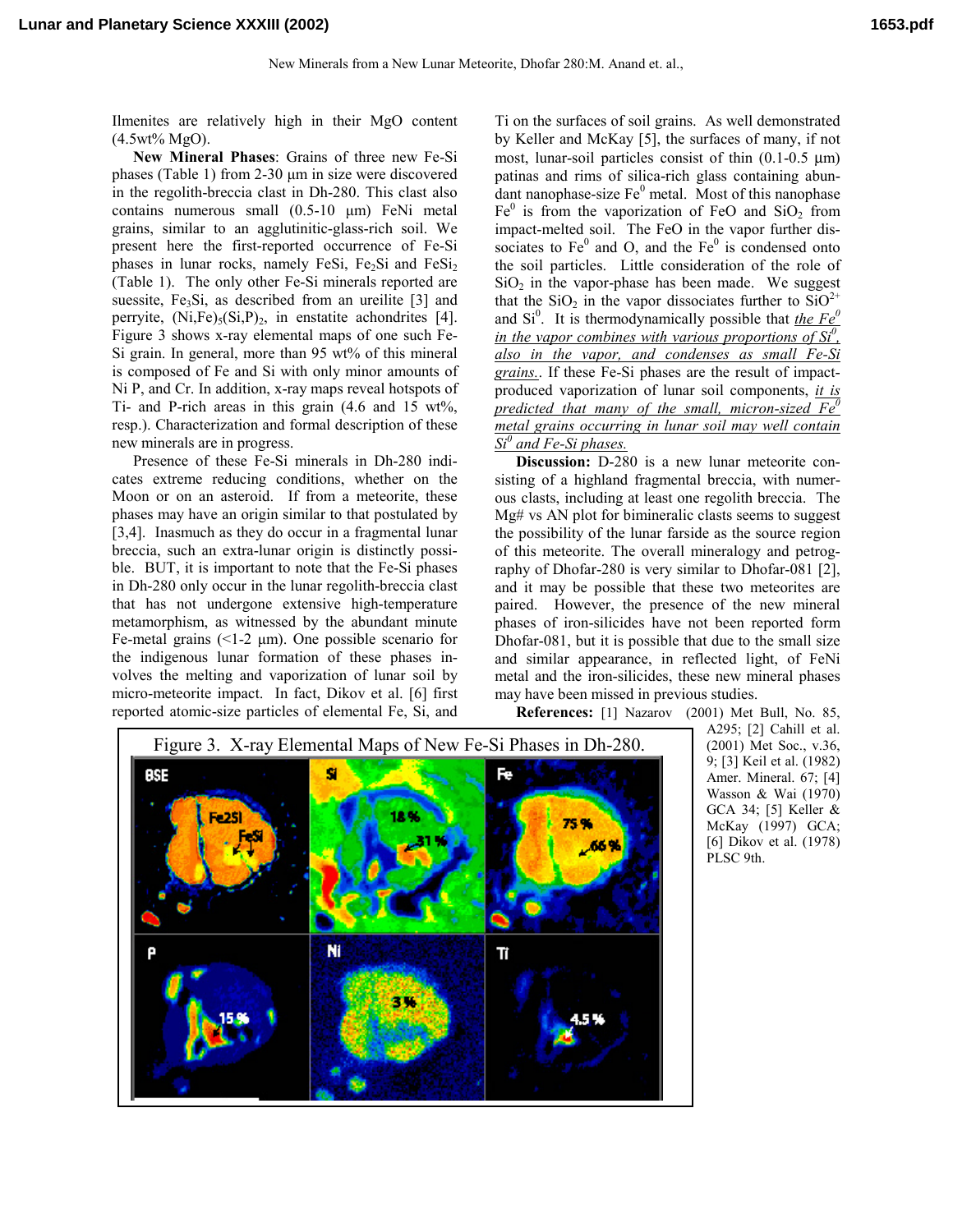Ilmenites are relatively high in their MgO content (4.5wt% MgO).

**New Mineral Phases**: Grains of three new Fe-Si phases (Table 1) from 2-30 µm in size were discovered in the regolith-breccia clast in Dh-280. This clast also contains numerous small (0.5-10 µm) FeNi metal grains, similar to an agglutinitic-glass-rich soil. We present here the first-reported occurrence of Fe-Si phases in lunar rocks, namely FeSi, $Fe_2Si$ and $FeSi_2$ (Table 1). The only other Fe-Si minerals reported are suessite, $Fe_3Si$, as described from an ureilite [3] and perryite, $(Ni,Fe)_5(Si,P)_2$, in enstatite achondrites [4]. Figure 3 shows x-ray elemental maps of one such Fe-Si grain. In general, more than 95 wt% of this mineral is composed of Fe and Si with only minor amounts of Ni P, and Cr. In addition, x-ray maps reveal hotspots of Ti- and P-rich areas in this grain (4.6 and 15 wt%, resp.). Characterization and formal description of these new minerals are in progress.

Presence of these Fe-Si minerals in Dh-280 indicates extreme reducing conditions, whether on the Moon or on an asteroid. If from a meteorite, these phases may have an origin similar to that postulated by [3,4]. Inasmuch as they do occur in a fragmental lunar breccia, such an extra-lunar origin is distinctly possible. BUT, it is important to note that the Fe-Si phases in Dh-280 only occur in the lunar regolith-breccia clast that has not undergone extensive high-temperature metamorphism, as witnessed by the abundant minute Fe-metal grains (<1-2 µm). One possible scenario for the indigenous lunar formation of these phases involves the melting and vaporization of lunar soil by micro-meteorite impact. In fact, Dikov et al. [6] first reported atomic-size particles of elemental Fe, Si, and Ti on the surfaces of soil grains. As well demonstrated by Keller and McKay [5], the surfaces of many, if not most, lunar-soil particles consist of thin (0.1-0.5 µm) patinas and rims of silica-rich glass containing abundant nanophase-size $Fe^0$ metal. Most of this nanophase $Fe^0$ is from the vaporization of FeO and $SiO_2$ from impact-melted soil. The FeO in the vapor further dissociates to $Fe^0$ and O, and the $Fe^0$ is condensed onto the soil particles. Little consideration of the role of $SiO_2$ in the vapor-phase has been made. We suggest that the $SiO_2$ in the vapor dissociates further to $SiO^{2+}$ and $Si^0$. It is thermodynamically possible that <u>the $Fe^0$ in the vapor combines with various proportions of $Si^0$, also in the vapor, and condenses as small Fe-Si grains.</u>. If these Fe-Si phases are the result of impact-produced vaporization of lunar soil components, <u>it is predicted that many of the small, micron-sized $Fe^0$ metal grains occurring in lunar soil may well contain $Si^0$ and Fe-Si phases.</u>

**Discussion:** D-280 is a new lunar meteorite consisting of a highland fragmental breccia, with numerous clasts, including at least one regolith breccia. The Mg# vs AN plot for bimineralic clasts seems to suggest the possibility of the lunar farside as the source region of this meteorite. The overall mineralogy and petrography of Dhofar-280 is very similar to Dhofar-081 [2], and it may be possible that these two meteorites are paired. However, the presence of the new mineral phases of iron-silicides have not been reported form Dhofar-081, but it is possible that due to the small size and similar appearance, in reflected light, of FeNi metal and the iron-silicides, these new mineral phases may have been missed in previous studies.

**References:** [1] Nazarov (2001) Met Bull, No. 85, A295; [2] Cahill et al. (2001) Met Soc., v.36, 9; [3] Keil et al. (1982) Amer. Mineral. 67; [4] Wasson & Wai (1970) GCA 34; [5] Keller & McKay (1997) GCA; [6] Dikov et al. (1978) PLSC 9th.

Figure 3. X-ray Elemental Maps of New Fe-Si Phases in Dh-280.

BSE
Fe2Si
FeSi
Si
18 %
31 %
Fe
75 %
66 %
P
15 %
Ni
3 %
Ti
4.5 %